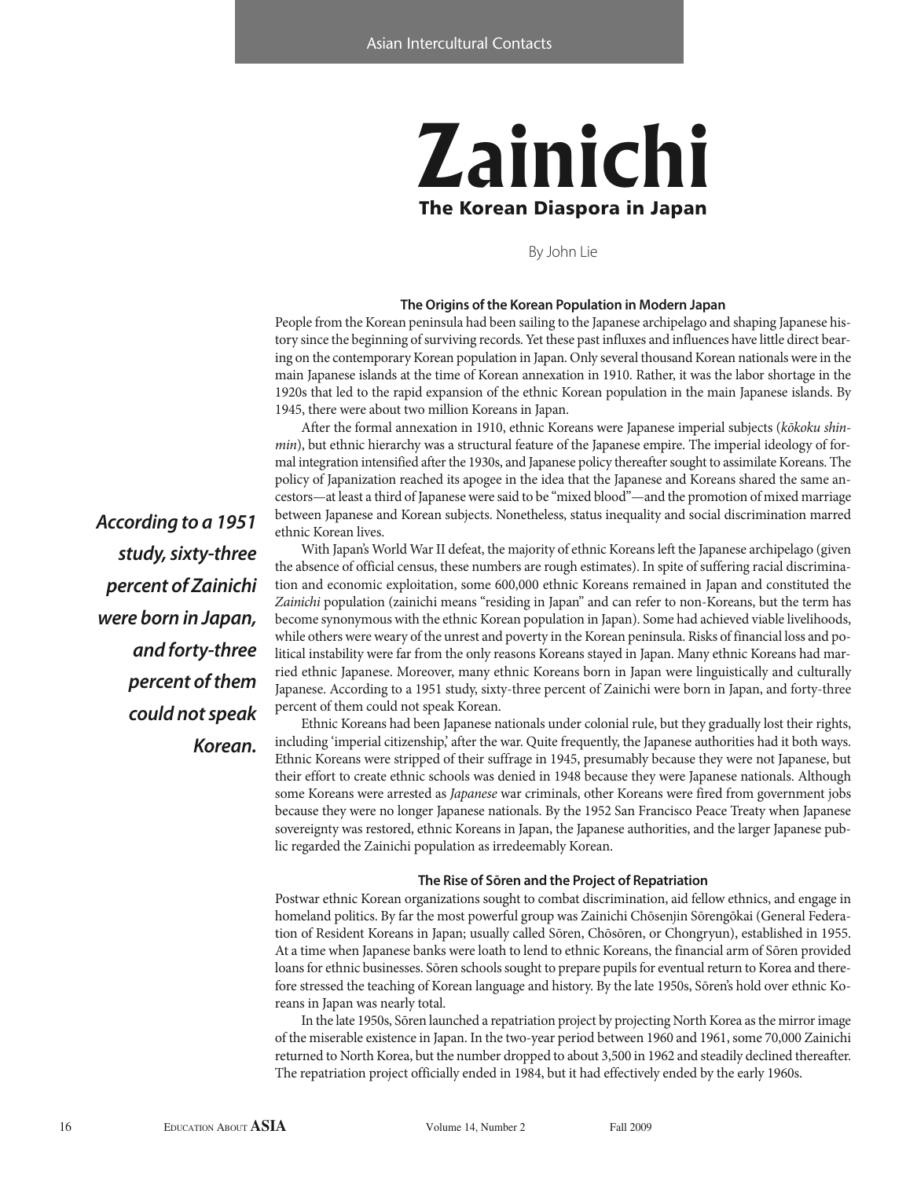# Zainichi

## The Korean Diaspora in Japan

By John Lie

### The Origins of the Korean Population in Modern Japan

People from the Korean peninsula had been sailing to the Japanese archipelago and shaping Japanese history since the beginning of surviving records. Yet these past influxes and influences have little direct bearing on the contemporary Korean population in Japan. Only several thousand Korean nationals were in the main Japanese islands at the time of Korean annexation in 1910. Rather, it was the labor shortage in the 1920s that led to the rapid expansion of the ethnic Korean population in the main Japanese islands. By 1945, there were about two million Koreans in Japan.

After the formal annexation in 1910, ethnic Koreans were Japanese imperial subjects (*kōkoku shinmin*), but ethnic hierarchy was a structural feature of the Japanese empire. The imperial ideology of formal integration intensified after the 1930s, and Japanese policy thereafter sought to assimilate Koreans. The policy of Japanization reached its apogee in the idea that the Japanese and Koreans shared the same ancestors—at least a third of Japanese were said to be "mixed blood"—and the promotion of mixed marriage between Japanese and Korean subjects. Nonetheless, status inequality and social discrimination marred ethnic Korean lives.

With Japan's World War II defeat, the majority of ethnic Koreans left the Japanese archipelago (given the absence of official census, these numbers are rough estimates). In spite of suffering racial discrimination and economic exploitation, some 600,000 ethnic Koreans remained in Japan and constituted the *Zainichi* population (zainichi means "residing in Japan" and can refer to non-Koreans, but the term has become synonymous with the ethnic Korean population in Japan). Some had achieved viable livelihoods, while others were weary of the unrest and poverty in the Korean peninsula. Risks of financial loss and political instability were far from the only reasons Koreans stayed in Japan. Many ethnic Koreans had married ethnic Japanese. Moreover, many ethnic Koreans born in Japan were linguistically and culturally Japanese. According to a 1951 study, sixty-three percent of Zainichi were born in Japan, and forty-three percent of them could not speak Korean.

***According to a 1951 study, sixty-three percent of Zainichi were born in Japan, and forty-three percent of them could not speak Korean.***

Ethnic Koreans had been Japanese nationals under colonial rule, but they gradually lost their rights, including 'imperial citizenship,' after the war. Quite frequently, the Japanese authorities had it both ways. Ethnic Koreans were stripped of their suffrage in 1945, presumably because they were not Japanese, but their effort to create ethnic schools was denied in 1948 because they were Japanese nationals. Although some Koreans were arrested as *Japanese* war criminals, other Koreans were fired from government jobs because they were no longer Japanese nationals. By the 1952 San Francisco Peace Treaty when Japanese sovereignty was restored, ethnic Koreans in Japan, the Japanese authorities, and the larger Japanese public regarded the Zainichi population as irredeemably Korean.

### The Rise of Sōren and the Project of Repatriation

Postwar ethnic Korean organizations sought to combat discrimination, aid fellow ethnics, and engage in homeland politics. By far the most powerful group was Zainichi Chōsenjin Sōrengōkai (General Federation of Resident Koreans in Japan; usually called Sōren, Chōsōren, or Chongryun), established in 1955. At a time when Japanese banks were loath to lend to ethnic Koreans, the financial arm of Sōren provided loans for ethnic businesses. Sōren schools sought to prepare pupils for eventual return to Korea and therefore stressed the teaching of Korean language and history. By the late 1950s, Sōren's hold over ethnic Koreans in Japan was nearly total.

In the late 1950s, Sōren launched a repatriation project by projecting North Korea as the mirror image of the miserable existence in Japan. In the two-year period between 1960 and 1961, some 70,000 Zainichi returned to North Korea, but the number dropped to about 3,500 in 1962 and steadily declined thereafter. The repatriation project officially ended in 1984, but it had effectively ended by the early 1960s.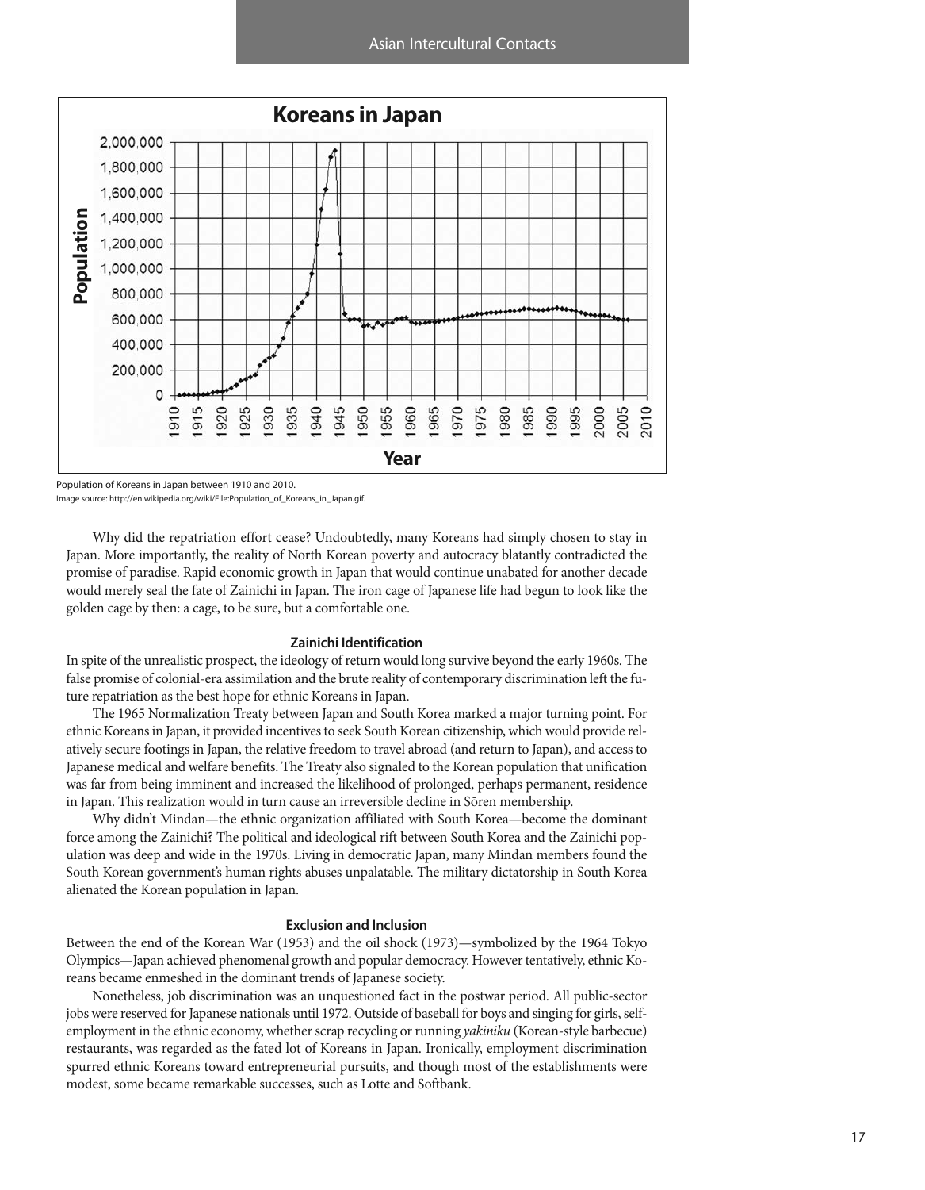Population of Koreans in Japan between 1910 and 2010.

Image source: http://en.wikipedia.org/wiki/File:Population_of_Koreans_in_Japan.gif.

Why did the repatriation effort cease? Undoubtedly, many Koreans had simply chosen to stay in Japan. More importantly, the reality of North Korean poverty and autocracy blatantly contradicted the promise of paradise. Rapid economic growth in Japan that would continue unabated for another decade would merely seal the fate of Zainichi in Japan. The iron cage of Japanese life had begun to look like the golden cage by then: a cage, to be sure, but a comfortable one.

### Zainichi Identification

In spite of the unrealistic prospect, the ideology of return would long survive beyond the early 1960s. The false promise of colonial-era assimilation and the brute reality of contemporary discrimination left the future repatriation as the best hope for ethnic Koreans in Japan.

The 1965 Normalization Treaty between Japan and South Korea marked a major turning point. For ethnic Koreans in Japan, it provided incentives to seek South Korean citizenship, which would provide relatively secure footings in Japan, the relative freedom to travel abroad (and return to Japan), and access to Japanese medical and welfare benefits. The Treaty also signaled to the Korean population that unification was far from being imminent and increased the likelihood of prolonged, perhaps permanent, residence in Japan. This realization would in turn cause an irreversible decline in Sōren membership.

Why didn't Mindan—the ethnic organization affiliated with South Korea—become the dominant force among the Zainichi? The political and ideological rift between South Korea and the Zainichi population was deep and wide in the 1970s. Living in democratic Japan, many Mindan members found the South Korean government's human rights abuses unpalatable. The military dictatorship in South Korea alienated the Korean population in Japan.

### Exclusion and Inclusion

Between the end of the Korean War (1953) and the oil shock (1973)—symbolized by the 1964 Tokyo Olympics—Japan achieved phenomenal growth and popular democracy. However tentatively, ethnic Koreans became enmeshed in the dominant trends of Japanese society.

Nonetheless, job discrimination was an unquestioned fact in the postwar period. All public-sector jobs were reserved for Japanese nationals until 1972. Outside of baseball for boys and singing for girls, self-employment in the ethnic economy, whether scrap recycling or running *yakiniku* (Korean-style barbecue) restaurants, was regarded as the fated lot of Koreans in Japan. Ironically, employment discrimination spurred ethnic Koreans toward entrepreneurial pursuits, and though most of the establishments were modest, some became remarkable successes, such as Lotte and Softbank.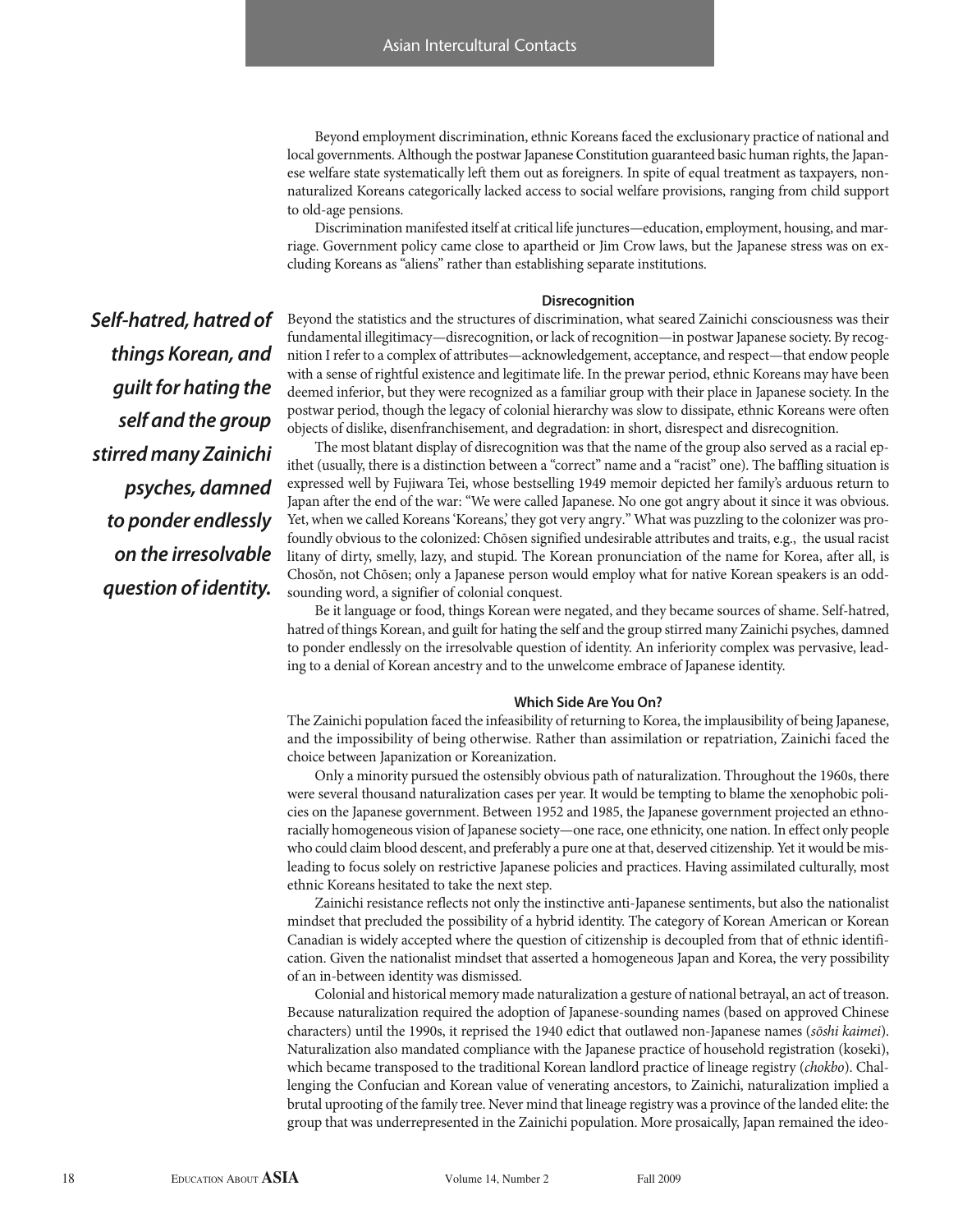Beyond employment discrimination, ethnic Koreans faced the exclusionary practice of national and local governments. Although the postwar Japanese Constitution guaranteed basic human rights, the Japanese welfare state systematically left them out as foreigners. In spite of equal treatment as taxpayers, non-naturalized Koreans categorically lacked access to social welfare provisions, ranging from child support to old-age pensions.

Discrimination manifested itself at critical life junctures—education, employment, housing, and marriage. Government policy came close to apartheid or Jim Crow laws, but the Japanese stress was on excluding Koreans as "aliens" rather than establishing separate institutions.

### Disrecognition

*Self-hatred, hatred of things Korean, and guilt for hating the self and the group stirred many Zainichi psyches, damned to ponder endlessly on the irresolvable question of identity.*

Beyond the statistics and the structures of discrimination, what seared Zainichi consciousness was their fundamental illegitimacy—disrecognition, or lack of recognition—in postwar Japanese society. By recognition I refer to a complex of attributes—acknowledgement, acceptance, and respect—that endow people with a sense of rightful existence and legitimate life. In the prewar period, ethnic Koreans may have been deemed inferior, but they were recognized as a familiar group with their place in Japanese society. In the postwar period, though the legacy of colonial hierarchy was slow to dissipate, ethnic Koreans were often objects of dislike, disenfranchisement, and degradation: in short, disrespect and disrecognition.

The most blatant display of disrecognition was that the name of the group also served as a racial epithet (usually, there is a distinction between a "correct" name and a "racist" one). The baffling situation is expressed well by Fujiwara Tei, whose bestselling 1949 memoir depicted her family's arduous return to Japan after the end of the war: "We were called Japanese. No one got angry about it since it was obvious. Yet, when we called Koreans 'Koreans,' they got very angry." What was puzzling to the colonizer was profoundly obvious to the colonized: Chōsen signified undesirable attributes and traits, e.g., the usual racist litany of dirty, smelly, lazy, and stupid. The Korean pronunciation of the name for Korea, after all, is Chosŏn, not Chōsen; only a Japanese person would employ what for native Korean speakers is an odd-sounding word, a signifier of colonial conquest.

Be it language or food, things Korean were negated, and they became sources of shame. Self-hatred, hatred of things Korean, and guilt for hating the self and the group stirred many Zainichi psyches, damned to ponder endlessly on the irresolvable question of identity. An inferiority complex was pervasive, leading to a denial of Korean ancestry and to the unwelcome embrace of Japanese identity.

### Which Side Are You On?

The Zainichi population faced the infeasibility of returning to Korea, the implausibility of being Japanese, and the impossibility of being otherwise. Rather than assimilation or repatriation, Zainichi faced the choice between Japanization or Koreanization.

Only a minority pursued the ostensibly obvious path of naturalization. Throughout the 1960s, there were several thousand naturalization cases per year. It would be tempting to blame the xenophobic policies on the Japanese government. Between 1952 and 1985, the Japanese government projected an ethnoracially homogeneous vision of Japanese society—one race, one ethnicity, one nation. In effect only people who could claim blood descent, and preferably a pure one at that, deserved citizenship. Yet it would be misleading to focus solely on restrictive Japanese policies and practices. Having assimilated culturally, most ethnic Koreans hesitated to take the next step.

Zainichi resistance reflects not only the instinctive anti-Japanese sentiments, but also the nationalist mindset that precluded the possibility of a hybrid identity. The category of Korean American or Korean Canadian is widely accepted where the question of citizenship is decoupled from that of ethnic identification. Given the nationalist mindset that asserted a homogeneous Japan and Korea, the very possibility of an in-between identity was dismissed.

Colonial and historical memory made naturalization a gesture of national betrayal, an act of treason. Because naturalization required the adoption of Japanese-sounding names (based on approved Chinese characters) until the 1990s, it reprised the 1940 edict that outlawed non-Japanese names (*sōshi kaimei*). Naturalization also mandated compliance with the Japanese practice of household registration (koseki), which became transposed to the traditional Korean landlord practice of lineage registry (*chokbo*). Challenging the Confucian and Korean value of venerating ancestors, to Zainichi, naturalization implied a brutal uprooting of the family tree. Never mind that lineage registry was a province of the landed elite: the group that was underrepresented in the Zainichi population. More prosaically, Japan remained the ideo-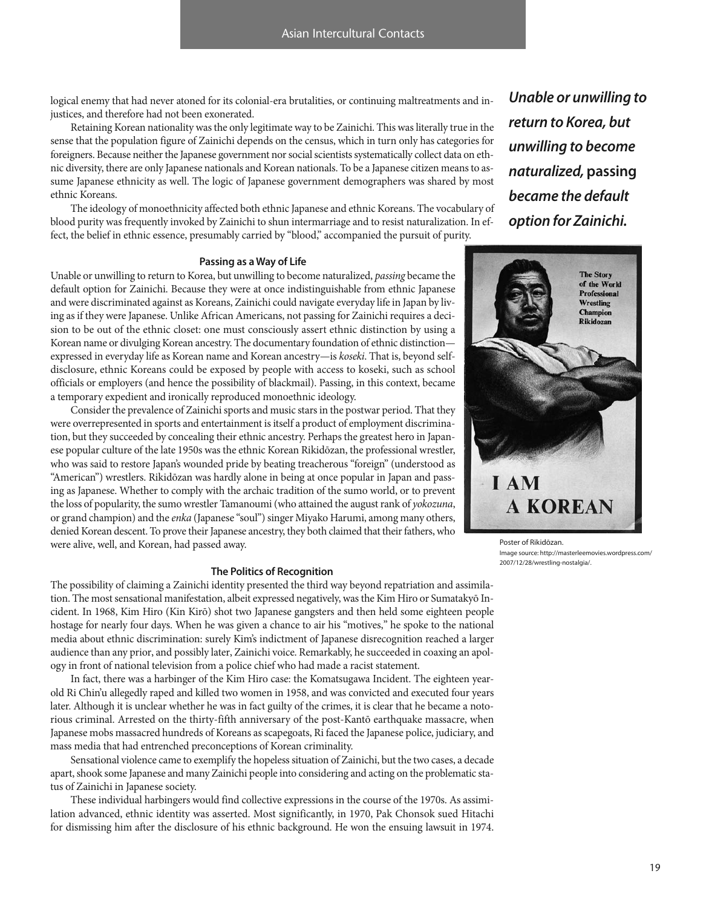logical enemy that had never atoned for its colonial-era brutalities, or continuing maltreatments and injustices, and therefore had not been exonerated.

Retaining Korean nationality was the only legitimate way to be Zainichi. This was literally true in the sense that the population figure of Zainichi depends on the census, which in turn only has categories for foreigners. Because neither the Japanese government nor social scientists systematically collect data on ethnic diversity, there are only Japanese nationals and Korean nationals. To be a Japanese citizen means to assume Japanese ethnicity as well. The logic of Japanese government demographers was shared by most ethnic Koreans.

The ideology of monoethnicity affected both ethnic Japanese and ethnic Koreans. The vocabulary of blood purity was frequently invoked by Zainichi to shun intermarriage and to resist naturalization. In effect, the belief in ethnic essence, presumably carried by "blood," accompanied the pursuit of purity.

***Unable or unwilling to return to Korea, but unwilling to become naturalized,* passing *became the default option for Zainichi.***

### Passing as a Way of Life

Unable or unwilling to return to Korea, but unwilling to become naturalized, *passing* became the default option for Zainichi. Because they were at once indistinguishable from ethnic Japanese and were discriminated against as Koreans, Zainichi could navigate everyday life in Japan by living as if they were Japanese. Unlike African Americans, not passing for Zainichi requires a decision to be out of the ethnic closet: one must consciously assert ethnic distinction by using a Korean name or divulging Korean ancestry. The documentary foundation of ethnic distinction—expressed in everyday life as Korean name and Korean ancestry—is *koseki*. That is, beyond self-disclosure, ethnic Koreans could be exposed by people with access to koseki, such as school officials or employers (and hence the possibility of blackmail). Passing, in this context, became a temporary expedient and ironically reproduced monoethnic ideology.

Consider the prevalence of Zainichi sports and music stars in the postwar period. That they were overrepresented in sports and entertainment is itself a product of employment discrimination, but they succeeded by concealing their ethnic ancestry. Perhaps the greatest hero in Japanese popular culture of the late 1950s was the ethnic Korean Rikidōzan, the professional wrestler, who was said to restore Japan's wounded pride by beating treacherous "foreign" (understood as "American") wrestlers. Rikidōzan was hardly alone in being at once popular in Japan and passing as Japanese. Whether to comply with the archaic tradition of the sumo world, or to prevent the loss of popularity, the sumo wrestler Tamanoumi (who attained the august rank of *yokozuna*, or grand champion) and the *enka* (Japanese "soul") singer Miyako Harumi, among many others, denied Korean descent. To prove their Japanese ancestry, they both claimed that their fathers, who were alive, well, and Korean, had passed away.

Poster of Rikidōzan.
Image source: http://masterleemovies.wordpress.com/2007/12/28/wrestling-nostalgia/.

### The Politics of Recognition

The possibility of claiming a Zainichi identity presented the third way beyond repatriation and assimilation. The most sensational manifestation, albeit expressed negatively, was the Kim Hiro or Sumatakyō Incident. In 1968, Kim Hiro (Kin Kirō) shot two Japanese gangsters and then held some eighteen people hostage for nearly four days. When he was given a chance to air his "motives," he spoke to the national media about ethnic discrimination: surely Kim's indictment of Japanese disrecognition reached a larger audience than any prior, and possibly later, Zainichi voice. Remarkably, he succeeded in coaxing an apology in front of national television from a police chief who had made a racist statement.

In fact, there was a harbinger of the Kim Hiro case: the Komatsugawa Incident. The eighteen year-old Ri Chin'u allegedly raped and killed two women in 1958, and was convicted and executed four years later. Although it is unclear whether he was in fact guilty of the crimes, it is clear that he became a notorious criminal. Arrested on the thirty-fifth anniversary of the post-Kantō earthquake massacre, when Japanese mobs massacred hundreds of Koreans as scapegoats, Ri faced the Japanese police, judiciary, and mass media that had entrenched preconceptions of Korean criminality.

Sensational violence came to exemplify the hopeless situation of Zainichi, but the two cases, a decade apart, shook some Japanese and many Zainichi people into considering and acting on the problematic status of Zainichi in Japanese society.

These individual harbingers would find collective expressions in the course of the 1970s. As assimilation advanced, ethnic identity was asserted. Most significantly, in 1970, Pak Chonsok sued Hitachi for dismissing him after the disclosure of his ethnic background. He won the ensuing lawsuit in 1974.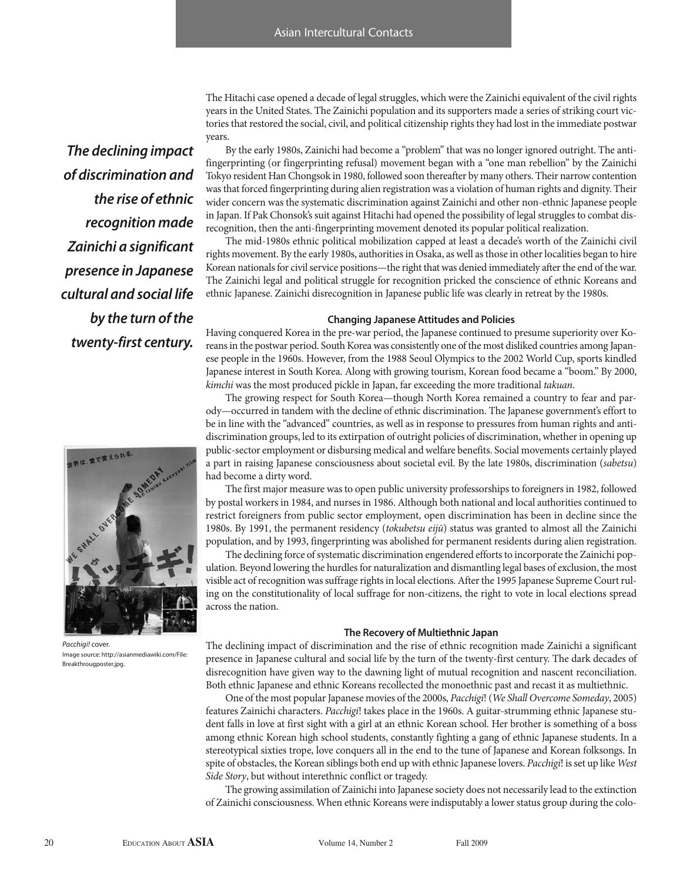The Hitachi case opened a decade of legal struggles, which were the Zainichi equivalent of the civil rights years in the United States. The Zainichi population and its supporters made a series of striking court victories that restored the social, civil, and political citizenship rights they had lost in the immediate postwar years.

***The declining impact of discrimination and the rise of ethnic recognition made Zainichi a significant presence in Japanese cultural and social life by the turn of the twenty-first century.***

By the early 1980s, Zainichi had become a "problem" that was no longer ignored outright. The anti-fingerprinting (or fingerprinting refusal) movement began with a "one man rebellion" by the Zainichi Tokyo resident Han Chongsok in 1980, followed soon thereafter by many others. Their narrow contention was that forced fingerprinting during alien registration was a violation of human rights and dignity. Their wider concern was the systematic discrimination against Zainichi and other non-ethnic Japanese people in Japan. If Pak Chonsok's suit against Hitachi had opened the possibility of legal struggles to combat disrecognition, then the anti-fingerprinting movement denoted its popular political realization.

The mid-1980s ethnic political mobilization capped at least a decade's worth of the Zainichi civil rights movement. By the early 1980s, authorities in Osaka, as well as those in other localities began to hire Korean nationals for civil service positions—the right that was denied immediately after the end of the war. The Zainichi legal and political struggle for recognition pricked the conscience of ethnic Koreans and ethnic Japanese. Zainichi disrecognition in Japanese public life was clearly in retreat by the 1980s.

### Changing Japanese Attitudes and Policies

Having conquered Korea in the pre-war period, the Japanese continued to presume superiority over Koreans in the postwar period. South Korea was consistently one of the most disliked countries among Japanese people in the 1960s. However, from the 1988 Seoul Olympics to the 2002 World Cup, sports kindled Japanese interest in South Korea. Along with growing tourism, Korean food became a "boom." By 2000, *kimchi* was the most produced pickle in Japan, far exceeding the more traditional *takuan*.

The growing respect for South Korea—though North Korea remained a country to fear and parody—occurred in tandem with the decline of ethnic discrimination. The Japanese government's effort to be in line with the "advanced" countries, as well as in response to pressures from human rights and anti-discrimination groups, led to its extirpation of outright policies of discrimination, whether in opening up public-sector employment or disbursing medical and welfare benefits. Social movements certainly played a part in raising Japanese consciousness about societal evil. By the late 1980s, discrimination (*sabetsu*) had become a dirty word.

The first major measure was to open public university professorships to foreigners in 1982, followed by postal workers in 1984, and nurses in 1986. Although both national and local authorities continued to restrict foreigners from public sector employment, open discrimination has been in decline since the 1980s. By 1991, the permanent residency (*tokubetsu eijū*) status was granted to almost all the Zainichi population, and by 1993, fingerprinting was abolished for permanent residents during alien registration.

The declining force of systematic discrimination engendered efforts to incorporate the Zainichi population. Beyond lowering the hurdles for naturalization and dismantling legal bases of exclusion, the most visible act of recognition was suffrage rights in local elections. After the 1995 Japanese Supreme Court ruling on the constitutionality of local suffrage for non-citizens, the right to vote in local elections spread across the nation.

*Pacchigi!* cover.
Image source: http://asianmediawiki.com/File:Breakthrougposter.jpg.

### The Recovery of Multiethnic Japan

The declining impact of discrimination and the rise of ethnic recognition made Zainichi a significant presence in Japanese cultural and social life by the turn of the twenty-first century. The dark decades of disrecognition have given way to the dawning light of mutual recognition and nascent reconciliation. Both ethnic Japanese and ethnic Koreans recollected the monoethnic past and recast it as multiethnic.

One of the most popular Japanese movies of the 2000s, *Pacchigi*! (*We Shall Overcome Someday*, 2005) features Zainichi characters. *Pacchigi*! takes place in the 1960s. A guitar-strumming ethnic Japanese student falls in love at first sight with a girl at an ethnic Korean school. Her brother is something of a boss among ethnic Korean high school students, constantly fighting a gang of ethnic Japanese students. In a stereotypical sixties trope, love conquers all in the end to the tune of Japanese and Korean folksongs. In spite of obstacles, the Korean siblings both end up with ethnic Japanese lovers. *Pacchigi*! is set up like *West Side Story*, but without interethnic conflict or tragedy.

The growing assimilation of Zainichi into Japanese society does not necessarily lead to the extinction of Zainichi consciousness. When ethnic Koreans were indisputably a lower status group during the colo-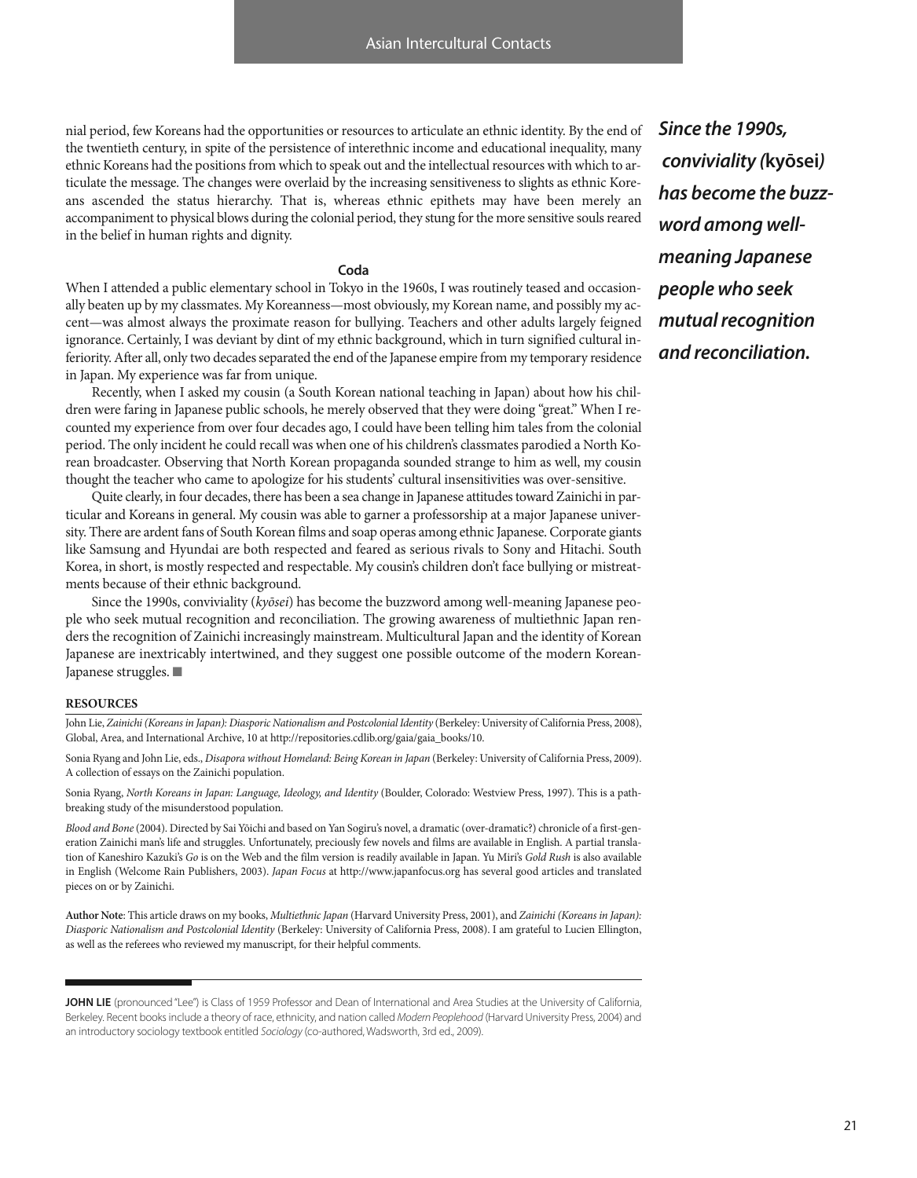nial period, few Koreans had the opportunities or resources to articulate an ethnic identity. By the end of the twentieth century, in spite of the persistence of interethnic income and educational inequality, many ethnic Koreans had the positions from which to speak out and the intellectual resources with which to articulate the message. The changes were overlaid by the increasing sensitiveness to slights as ethnic Koreans ascended the status hierarchy. That is, whereas ethnic epithets may have been merely an accompaniment to physical blows during the colonial period, they stung for the more sensitive souls reared in the belief in human rights and dignity.

## Coda

When I attended a public elementary school in Tokyo in the 1960s, I was routinely teased and occasionally beaten up by my classmates. My Koreanness—most obviously, my Korean name, and possibly my accent—was almost always the proximate reason for bullying. Teachers and other adults largely feigned ignorance. Certainly, I was deviant by dint of my ethnic background, which in turn signified cultural inferiority. After all, only two decades separated the end of the Japanese empire from my temporary residence in Japan. My experience was far from unique.

Recently, when I asked my cousin (a South Korean national teaching in Japan) about how his children were faring in Japanese public schools, he merely observed that they were doing "great." When I recounted my experience from over four decades ago, I could have been telling him tales from the colonial period. The only incident he could recall was when one of his children's classmates parodied a North Korean broadcaster. Observing that North Korean propaganda sounded strange to him as well, my cousin thought the teacher who came to apologize for his students' cultural insensitivities was over-sensitive.

Quite clearly, in four decades, there has been a sea change in Japanese attitudes toward Zainichi in particular and Koreans in general. My cousin was able to garner a professorship at a major Japanese university. There are ardent fans of South Korean films and soap operas among ethnic Japanese. Corporate giants like Samsung and Hyundai are both respected and feared as serious rivals to Sony and Hitachi. South Korea, in short, is mostly respected and respectable. My cousin's children don't face bullying or mistreatments because of their ethnic background.

Since the 1990s, conviviality (*kyōsei*) has become the buzzword among well-meaning Japanese people who seek mutual recognition and reconciliation. The growing awareness of multiethnic Japan renders the recognition of Zainichi increasingly mainstream. Multicultural Japan and the identity of Korean Japanese are inextricably intertwined, and they suggest one possible outcome of the modern Korean-Japanese struggles. ■

***Since the 1990s, conviviality (kyōsei) has become the buzzword among well-meaning Japanese people who seek mutual recognition and reconciliation.***

### RESOURCES

John Lie, *Zainichi (Koreans in Japan): Diasporic Nationalism and Postcolonial Identity* (Berkeley: University of California Press, 2008), Global, Area, and International Archive, 10 at http://repositories.cdlib.org/gaia/gaia_books/10.

Sonia Ryang and John Lie, eds., *Disapora without Homeland: Being Korean in Japan* (Berkeley: University of California Press, 2009). A collection of essays on the Zainichi population.

Sonia Ryang, *North Koreans in Japan: Language, Ideology, and Identity* (Boulder, Colorado: Westview Press, 1997). This is a path-breaking study of the misunderstood population.

*Blood and Bone* (2004). Directed by Sai Yōichi and based on Yan Sogiru's novel, a dramatic (over-dramatic?) chronicle of a first-generation Zainichi man's life and struggles. Unfortunately, preciously few novels and films are available in English. A partial translation of Kaneshiro Kazuki's *Go* is on the Web and the film version is readily available in Japan. Yu Miri's *Gold Rush* is also available in English (Welcome Rain Publishers, 2003). *Japan Focus* at http://www.japanfocus.org has several good articles and translated pieces on or by Zainichi.

**Author Note**: This article draws on my books, *Multiethnic Japan* (Harvard University Press, 2001), and *Zainichi (Koreans in Japan): Diasporic Nationalism and Postcolonial Identity* (Berkeley: University of California Press, 2008). I am grateful to Lucien Ellington, as well as the referees who reviewed my manuscript, for their helpful comments.

---

**JOHN LIE** (pronounced "Lee") is Class of 1959 Professor and Dean of International and Area Studies at the University of California, Berkeley. Recent books include a theory of race, ethnicity, and nation called *Modern Peoplehood* (Harvard University Press, 2004) and an introductory sociology textbook entitled *Sociology* (co-authored, Wadsworth, 3rd ed., 2009).